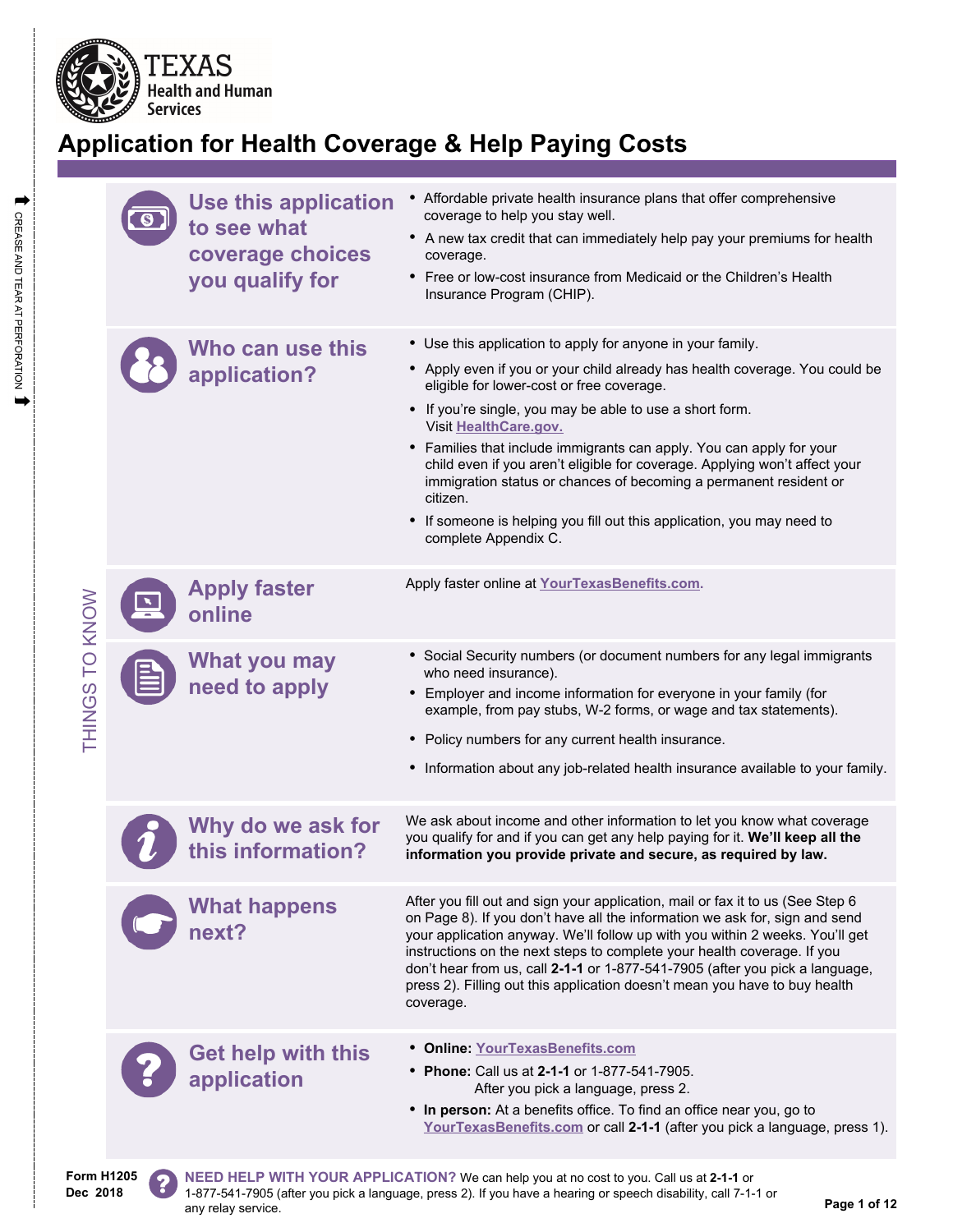TEXAS Health and Human Services

# Application for Health Coverage & Help Paying Costs

THINGS TO KNOW

## Use this application to see what coverage choices you qualify for

- Affordable private health insurance plans that offer comprehensive coverage to help you stay well.
- A new tax credit that can immediately help pay your premiums for health coverage.
- Free or low-cost insurance from Medicaid or the Children's Health Insurance Program (CHIP).

## Who can use this application?

- Use this application to apply for anyone in your family.
- Apply even if you or your child already has health coverage. You could be eligible for lower-cost or free coverage.
- If you're single, you may be able to use a short form. Visit HealthCare.gov.
- Families that include immigrants can apply. You can apply for your child even if you aren't eligible for coverage. Applying won't affect your immigration status or chances of becoming a permanent resident or citizen.
- If someone is helping you fill out this application, you may need to complete Appendix C.

## Apply faster online

Apply faster online at YourTexasBenefits.com.

## What you may need to apply

- Social Security numbers (or document numbers for any legal immigrants who need insurance).
- Employer and income information for everyone in your family (for example, from pay stubs, W-2 forms, or wage and tax statements).
- Policy numbers for any current health insurance.
- Information about any job-related health insurance available to your family.

## Why do we ask for this information?

We ask about income and other information to let you know what coverage you qualify for and if you can get any help paying for it. **We'll keep all the information you provide private and secure, as required by law.**

## What happens next?

After you fill out and sign your application, mail or fax it to us (See Step 6 on Page 8). If you don't have all the information we ask for, sign and send your application anyway. We'll follow up with you within 2 weeks. You'll get instructions on the next steps to complete your health coverage. If you don't hear from us, call **2-1-1** or 1-877-541-7905 (after you pick a language, press 2). Filling out this application doesn't mean you have to buy health coverage.

## Get help with this application

- **Online:** YourTexasBenefits.com
- **Phone:** Call us at **2-1-1** or 1-877-541-7905. After you pick a language, press 2.
- **In person:** At a benefits office. To find an office near you, go to YourTexasBenefits.com or call **2-1-1** (after you pick a language, press 1).

Form H1205
Dec 2018

**NEED HELP WITH YOUR APPLICATION?** We can help you at no cost to you. Call us at **2-1-1** or 1-877-541-7905 (after you pick a language, press 2). If you have a hearing or speech disability, call 7-1-1 or any relay service.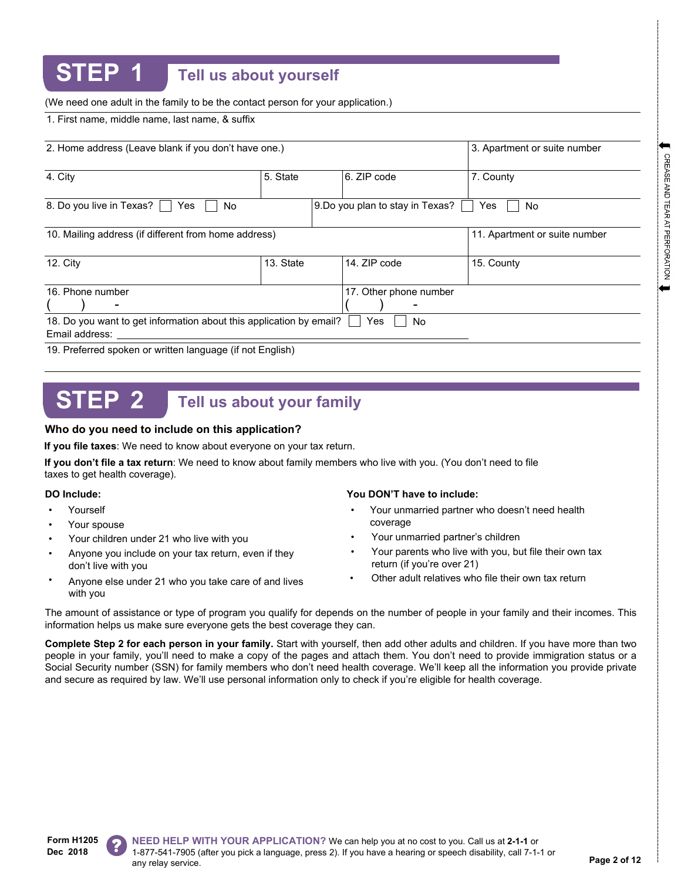## STEP 1 Tell us about yourself

(We need one adult in the family to be the contact person for your application.)

| 1. First name, middle name, last name, & suffix | | | |
|---|---|---|---|
| 2. Home address (Leave blank if you don't have one.) | | | 3. Apartment or suite number |
| 4. City | 5. State | 6. ZIP code | 7. County |
| 8. Do you live in Texas? ☐ Yes ☐ No | | 9.Do you plan to stay in Texas? ☐ Yes ☐ No | |
| 10. Mailing address (if different from home address) | | | 11. Apartment or suite number |
| 12. City | 13. State | 14. ZIP code | 15. County |
| 16. Phone number ( ) - | | 17. Other phone number ( ) - | |
| 18. Do you want to get information about this application by email? ☐ Yes ☐ No<br>Email address: ______ | | | |
| 19. Preferred spoken or written language (if not English) | | | |

CREASE AND TEAR AT PERFORATION

## STEP 2 Tell us about your family

### Who do you need to include on this application?

**If you file taxes**: We need to know about everyone on your tax return.

**If you don't file a tax return**: We need to know about family members who live with you. (You don't need to file taxes to get health coverage).

**DO Include:**

- Yourself
- Your spouse
- Your children under 21 who live with you
- Anyone you include on your tax return, even if they don't live with you
- Anyone else under 21 who you take care of and lives with you

**You DON'T have to include:**

- Your unmarried partner who doesn't need health coverage
- Your unmarried partner's children
- Your parents who live with you, but file their own tax return (if you're over 21)
- Other adult relatives who file their own tax return

The amount of assistance or type of program you qualify for depends on the number of people in your family and their incomes. This information helps us make sure everyone gets the best coverage they can.

**Complete Step 2 for each person in your family.** Start with yourself, then add other adults and children. If you have more than two people in your family, you'll need to make a copy of the pages and attach them. You don't need to provide immigration status or a Social Security number (SSN) for family members who don't need health coverage. We'll keep all the information you provide private and secure as required by law. We'll use personal information only to check if you're eligible for health coverage.

Form H1205
Dec 2018

**NEED HELP WITH YOUR APPLICATION?** We can help you at no cost to you. Call us at **2-1-1** or 1-877-541-7905 (after you pick a language, press 2). If you have a hearing or speech disability, call 7-1-1 or any relay service.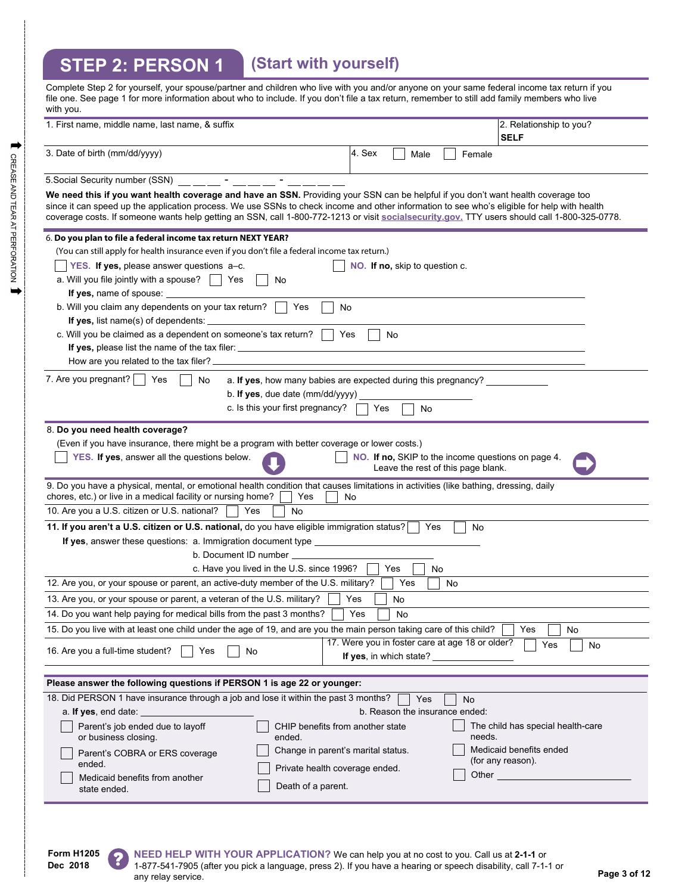## STEP 2: PERSON 1 (Start with yourself)

Complete Step 2 for yourself, your spouse/partner and children who live with you and/or anyone on your same federal income tax return if you file one. See page 1 for more information about who to include. If you don't file a tax return, remember to still add family members who live with you.

1. First name, middle name, last name, & suffix

2. Relationship to you? **SELF**

3. Date of birth (mm/dd/yyyy)

4. Sex ☐ Male ☐ Female

5. Social Security number (SSN) ___ ___ ___ - ___ ___ ___ - ___ ___ ___ ___

**We need this if you want health coverage and have an SSN.** Providing your SSN can be helpful if you don't want health coverage too since it can speed up the application process. We use SSNs to check income and other information to see who's eligible for help with health coverage costs. If someone wants help getting an SSN, call 1-800-772-1213 or visit **socialsecurity.gov.** TTY users should call 1-800-325-0778.

6. **Do you plan to file a federal income tax return NEXT YEAR?**
(You can still apply for health insurance even if you don't file a federal income tax return.)

☐ **YES. If yes,** please answer questions a–c. ☐ **NO. If no,** skip to question c.

a. Will you file jointly with a spouse? ☐ Yes ☐ No
**If yes,** name of spouse: ____________________

b. Will you claim any dependents on your tax return? ☐ Yes ☐ No
**If yes,** list name(s) of dependents: ____________________

c. Will you be claimed as a dependent on someone's tax return? ☐ Yes ☐ No
**If yes,** please list the name of the tax filer: ____________________
How are you related to the tax filer? ____________________

7. Are you pregnant? ☐ Yes ☐ No
a. **If yes**, how many babies are expected during this pregnancy? __________
b. **If yes**, due date (mm/dd/yyyy) __________
c. Is this your first pregnancy? ☐ Yes ☐ No

8. **Do you need health coverage?**
(Even if you have insurance, there might be a program with better coverage or lower costs.)

☐ **YES. If yes**, answer all the questions below.

☐ **NO. If no,** SKIP to the income questions on page 4. Leave the rest of this page blank.

9. Do you have a physical, mental, or emotional health condition that causes limitations in activities (like bathing, dressing, daily chores, etc.) or live in a medical facility or nursing home? ☐ Yes ☐ No

10. Are you a U.S. citizen or U.S. national? ☐ Yes ☐ No

11. **If you aren't a U.S. citizen or U.S. national,** do you have eligible immigration status? ☐ Yes ☐ No
**If yes**, answer these questions: a. Immigration document type ____________________
b. Document ID number ____________________
c. Have you lived in the U.S. since 1996? ☐ Yes ☐ No

12. Are you, or your spouse or parent, an active-duty member of the U.S. military? ☐ Yes ☐ No

13. Are you, or your spouse or parent, a veteran of the U.S. military? ☐ Yes ☐ No

14. Do you want help paying for medical bills from the past 3 months? ☐ Yes ☐ No

15. Do you live with at least one child under the age of 19, and are you the main person taking care of this child? ☐ Yes ☐ No

16. Are you a full-time student? ☐ Yes ☐ No

17. Were you in foster care at age 18 or older? ☐ Yes ☐ No
**If yes,** in which state? __________

**Please answer the following questions if PERSON 1 is age 22 or younger:**

18. Did PERSON 1 have insurance through a job and lose it within the past 3 months? ☐ Yes ☐ No

a. **If yes**, end date: ____________________

b. Reason the insurance ended:

☐ Parent's job ended due to layoff or business closing.
☐ Parent's COBRA or ERS coverage ended.
☐ Medicaid benefits from another state ended.
☐ CHIP benefits from another state ended.
☐ Change in parent's marital status.
☐ Private health coverage ended.
☐ Death of a parent.
☐ The child has special health-care needs.
☐ Medicaid benefits ended (for any reason).
☐ Other ____________________

Form H1205
Dec 2018

**NEED HELP WITH YOUR APPLICATION?** We can help you at no cost to you. Call us at **2-1-1** or 1-877-541-7905 (after you pick a language, press 2). If you have a hearing or speech disability, call 7-1-1 or any relay service.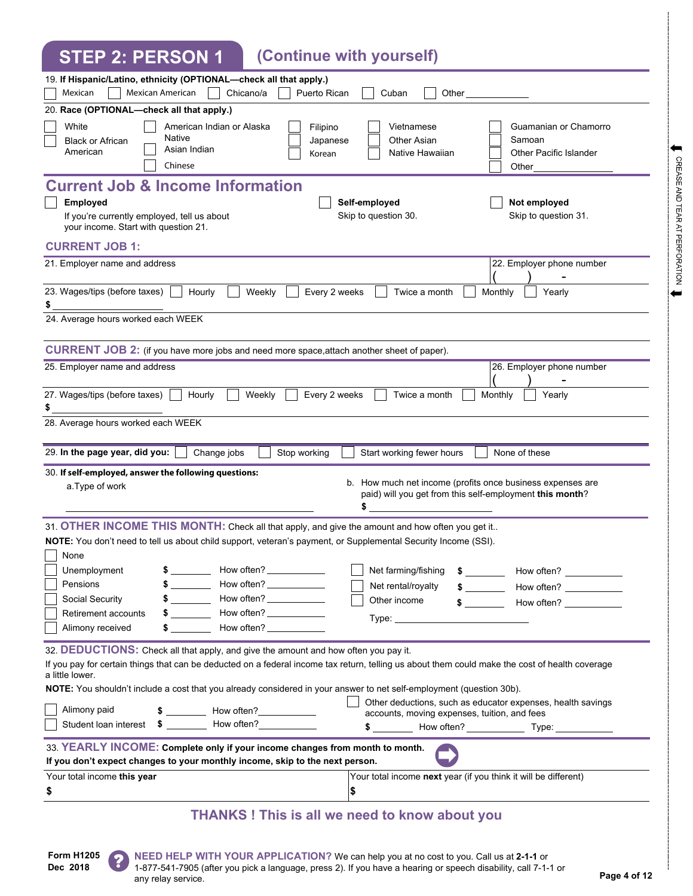## STEP 2: PERSON 1 (Continue with yourself)

19. **If Hispanic/Latino, ethnicity (OPTIONAL—check all that apply.)**

☐ Mexican ☐ Mexican American ☐ Chicano/a ☐ Puerto Rican ☐ Cuban ☐ Other ____________

20. **Race (OPTIONAL—check all that apply.)**

☐ White
☐ Black or African American
☐ American Indian or Alaska Native
☐ Asian Indian
☐ Chinese
☐ Filipino
☐ Japanese
☐ Korean
☐ Vietnamese
☐ Other Asian
☐ Native Hawaiian
☐ Guamanian or Chamorro
☐ Samoan
☐ Other Pacific Islander
☐ Other____________

## Current Job & Income Information

☐ **Employed**
If you're currently employed, tell us about your income. Start with question 21.

☐ **Self-employed**
Skip to question 30.

☐ **Not employed**
Skip to question 31.

### CURRENT JOB 1:

21. Employer name and address

22. Employer phone number
( ) -

23. Wages/tips (before taxes) ☐ Hourly ☐ Weekly ☐ Every 2 weeks ☐ Twice a month ☐ Monthly ☐ Yearly
$ ____________

24. Average hours worked each WEEK

### CURRENT JOB 2: (if you have more jobs and need more space,attach another sheet of paper).

25. Employer name and address

26. Employer phone number
( ) -

27. Wages/tips (before taxes) ☐ Hourly ☐ Weekly ☐ Every 2 weeks ☐ Twice a month ☐ Monthly ☐ Yearly
$ ____________

28. Average hours worked each WEEK

29. **In the page year, did you:** ☐ Change jobs ☐ Stop working ☐ Start working fewer hours ☐ None of these

30. **If self-employed, answer the following questions:**

a. Type of work

____________

b. How much net income (profits once business expenses are paid) will you get from this self-employment **this month**?
$ ____________

31. **OTHER INCOME THIS MONTH:** Check all that apply, and give the amount and how often you get it..

**NOTE:** You don't need to tell us about child support, veteran's payment, or Supplemental Security Income (SSI).

☐ None

☐ Unemployment $ ________ How often? ____________
☐ Pensions $ ________ How often? ____________
☐ Social Security $ ________ How often? ____________
☐ Retirement accounts $ ________ How often? ____________
☐ Alimony received $ ________ How often? ____________
☐ Net farming/fishing $ ________ How often? ____________
☐ Net rental/royalty $ ________ How often? ____________
☐ Other income $ ________ How often? ____________
Type: ____________

32. **DEDUCTIONS:** Check all that apply, and give the amount and how often you pay it.

If you pay for certain things that can be deducted on a federal income tax return, telling us about them could make the cost of health coverage a little lower.

**NOTE:** You shouldn't include a cost that you already considered in your answer to net self-employment (question 30b).

☐ Alimony paid $ ________ How often? ____________
☐ Student loan interest $ ________ How often? ____________
☐ Other deductions, such as educator expenses, health savings accounts, moving expenses, tuition, and fees
$ ________ How often? ____________ Type: ____________

33. **YEARLY INCOME: Complete only if your income changes from month to month.**
**If you don't expect changes to your monthly income, skip to the next person.**

| Your total income **this year** | Your total income **next** year (if you think it will be different) |
|---|---|
| $ | $ |

**THANKS ! This is all we need to know about you**

Form H1205
Dec 2018

**NEED HELP WITH YOUR APPLICATION?** We can help you at no cost to you. Call us at **2-1-1** or 1-877-541-7905 (after you pick a language, press 2). If you have a hearing or speech disability, call 7-1-1 or any relay service.

CREASE AND TEAR AT PERFORATION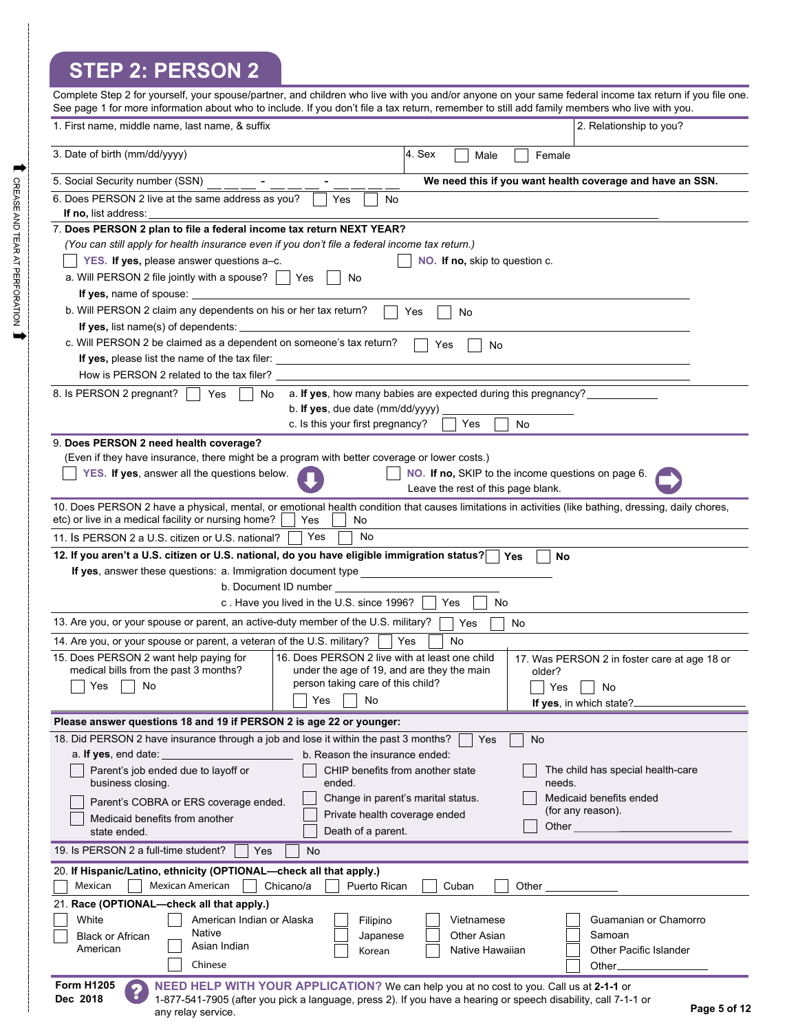## STEP 2: PERSON 2

Complete Step 2 for yourself, your spouse/partner, and children who live with you and/or anyone on your same federal income tax return if you file one. See page 1 for more information about who to include. If you don't file a tax return, remember to still add family members who live with you.

1. First name, middle name, last name, & suffix

2. Relationship to you?

3. Date of birth (mm/dd/yyyy)

4. Sex ☐ Male ☐ Female

5. Social Security number (SSN) ___ ___ ___ - ___ ___ - ___ ___ ___ ___ **We need this if you want health coverage and have an SSN.**

6. Does PERSON 2 live at the same address as you? ☐ Yes ☐ No
   **If no,** list address: ____________________

7. **Does PERSON 2 plan to file a federal income tax return NEXT YEAR?**
   *(You can still apply for health insurance even if you don't file a federal income tax return.)*
   ☐ **YES. If yes,** please answer questions a–c. ☐ **NO. If no,** skip to question c.
   a. Will PERSON 2 file jointly with a spouse? ☐ Yes ☐ No
      **If yes,** name of spouse: ____________________
   b. Will PERSON 2 claim any dependents on his or her tax return? ☐ Yes ☐ No
      **If yes,** list name(s) of dependents: ____________________
   c. Will PERSON 2 be claimed as a dependent on someone's tax return? ☐ Yes ☐ No
      **If yes,** please list the name of the tax filer: ____________________
      How is PERSON 2 related to the tax filer? ____________________

8. Is PERSON 2 pregnant? ☐ Yes ☐ No
   a. **If yes**, how many babies are expected during this pregnancy? __________
   b. **If yes**, due date (mm/dd/yyyy) __________
   c. Is this your first pregnancy? ☐ Yes ☐ No

9. **Does PERSON 2 need health coverage?**
   (Even if they have insurance, there might be a program with better coverage or lower costs.)
   ☐ **YES. If yes**, answer all the questions below.
   ☐ **NO. If no,** SKIP to the income questions on page 6. Leave the rest of this page blank.

10. Does PERSON 2 have a physical, mental, or emotional health condition that causes limitations in activities (like bathing, dressing, daily chores, etc) or live in a medical facility or nursing home? ☐ Yes ☐ No

11. Is PERSON 2 a U.S. citizen or U.S. national? ☐ Yes ☐ No

12. **If you aren't a U.S. citizen or U.S. national, do you have eligible immigration status?** ☐ **Yes** ☐ **No**
    **If yes**, answer these questions: a. Immigration document type ____________________
    b. Document ID number ____________________
    c. Have you lived in the U.S. since 1996? ☐ Yes ☐ No

13. Are you, or your spouse or parent, an active-duty member of the U.S. military? ☐ Yes ☐ No

14. Are you, or your spouse or parent, a veteran of the U.S. military? ☐ Yes ☐ No

15. Does PERSON 2 want help paying for medical bills from the past 3 months? ☐ Yes ☐ No

16. Does PERSON 2 live with at least one child under the age of 19, and are they the main person taking care of this child? ☐ Yes ☐ No

17. Was PERSON 2 in foster care at age 18 or older? ☐ Yes ☐ No
    **If yes,** in which state? __________

**Please answer questions 18 and 19 if PERSON 2 is age 22 or younger:**

18. Did PERSON 2 have insurance through a job and lose it within the past 3 months? ☐ Yes ☐ No
    a. **If yes,** end date: __________
    b. Reason the insurance ended:
    - ☐ Parent's job ended due to layoff or business closing.
    - ☐ Parent's COBRA or ERS coverage ended.
    - ☐ Medicaid benefits from another state ended.
    - ☐ CHIP benefits from another state ended.
    - ☐ Change in parent's marital status.
    - ☐ Private health coverage ended
    - ☐ Death of a parent.
    - ☐ The child has special health-care needs.
    - ☐ Medicaid benefits ended (for any reason).
    - ☐ Other __________

19. Is PERSON 2 a full-time student? ☐ Yes ☐ No

20. **If Hispanic/Latino, ethnicity (OPTIONAL—check all that apply.)**
    ☐ Mexican ☐ Mexican American ☐ Chicano/a ☐ Puerto Rican ☐ Cuban ☐ Other __________

21. **Race (OPTIONAL—check all that apply.)**
    ☐ White ☐ Black or African American ☐ American Indian or Alaska Native ☐ Asian Indian ☐ Chinese ☐ Filipino ☐ Japanese ☐ Korean ☐ Vietnamese ☐ Other Asian ☐ Native Hawaiian ☐ Guamanian or Chamorro ☐ Samoan ☐ Other Pacific Islander ☐ Other __________

**Form H1205**
**Dec 2018**

**NEED HELP WITH YOUR APPLICATION?** We can help you at no cost to you. Call us at **2-1-1** or 1-877-541-7905 (after you pick a language, press 2). If you have a hearing or speech disability, call 7-1-1 or any relay service.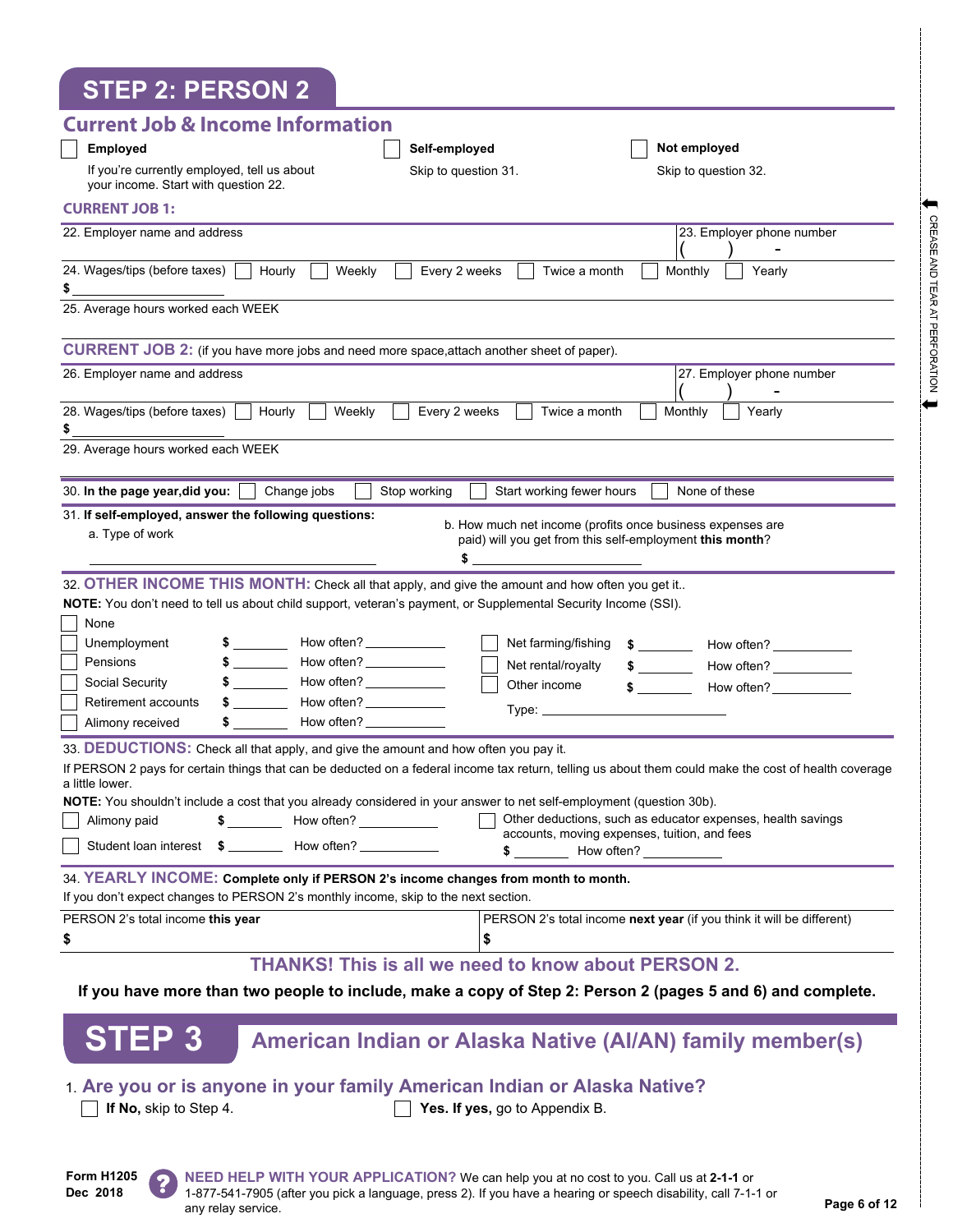# STEP 2: PERSON 2

## Current Job & Income Information

☐ **Employed**
If you're currently employed, tell us about your income. Start with question 22.

☐ **Self-employed**
Skip to question 31.

☐ **Not employed**
Skip to question 32.

### CURRENT JOB 1:

22. Employer name and address

23. Employer phone number ( ) -

24. Wages/tips (before taxes) ☐ Hourly ☐ Weekly ☐ Every 2 weeks ☐ Twice a month ☐ Monthly ☐ Yearly
$ ________

25. Average hours worked each WEEK

### CURRENT JOB 2: (if you have more jobs and need more space,attach another sheet of paper).

26. Employer name and address

27. Employer phone number ( ) -

28. Wages/tips (before taxes) ☐ Hourly ☐ Weekly ☐ Every 2 weeks ☐ Twice a month ☐ Monthly ☐ Yearly
$ ________

29. Average hours worked each WEEK

30. **In the page year,did you:** ☐ Change jobs ☐ Stop working ☐ Start working fewer hours ☐ None of these

31. **If self-employed, answer the following questions:**
a. Type of work ________
b. How much net income (profits once business expenses are paid) will you get from this self-employment **this month**?
$ ________

32. **OTHER INCOME THIS MONTH:** Check all that apply, and give the amount and how often you get it..

**NOTE:** You don't need to tell us about child support, veteran's payment, or Supplemental Security Income (SSI).

☐ None
☐ Unemployment $ ________ How often? ________
☐ Pensions $ ________ How often? ________
☐ Social Security $ ________ How often? ________
☐ Retirement accounts $ ________ How often? ________
☐ Alimony received $ ________ How often? ________
☐ Net farming/fishing $ ________ How often? ________
☐ Net rental/royalty $ ________ How often? ________
☐ Other income $ ________ How often? ________
Type: ________

33. **DEDUCTIONS:** Check all that apply, and give the amount and how often you pay it.

If PERSON 2 pays for certain things that can be deducted on a federal income tax return, telling us about them could make the cost of health coverage a little lower.

**NOTE:** You shouldn't include a cost that you already considered in your answer to net self-employment (question 30b).

☐ Alimony paid $ ________ How often? ________
☐ Student loan interest $ ________ How often? ________
☐ Other deductions, such as educator expenses, health savings accounts, moving expenses, tuition, and fees
$ ________ How often? ________

34. **YEARLY INCOME: Complete only if PERSON 2's income changes from month to month.**
If you don't expect changes to PERSON 2's monthly income, skip to the next section.

| PERSON 2's total income **this year** | PERSON 2's total income **next year** (if you think it will be different) |
|---|---|
| $ | $ |

**THANKS! This is all we need to know about PERSON 2.**

**If you have more than two people to include, make a copy of Step 2: Person 2 (pages 5 and 6) and complete.**

# STEP 3 American Indian or Alaska Native (AI/AN) family member(s)

1. **Are you or is anyone in your family American Indian or Alaska Native?**
☐ **If No,** skip to Step 4.
☐ **Yes. If yes,** go to Appendix B.

Form H1205
Dec 2018

**NEED HELP WITH YOUR APPLICATION?** We can help you at no cost to you. Call us at **2-1-1** or 1-877-541-7905 (after you pick a language, press 2). If you have a hearing or speech disability, call 7-1-1 or any relay service.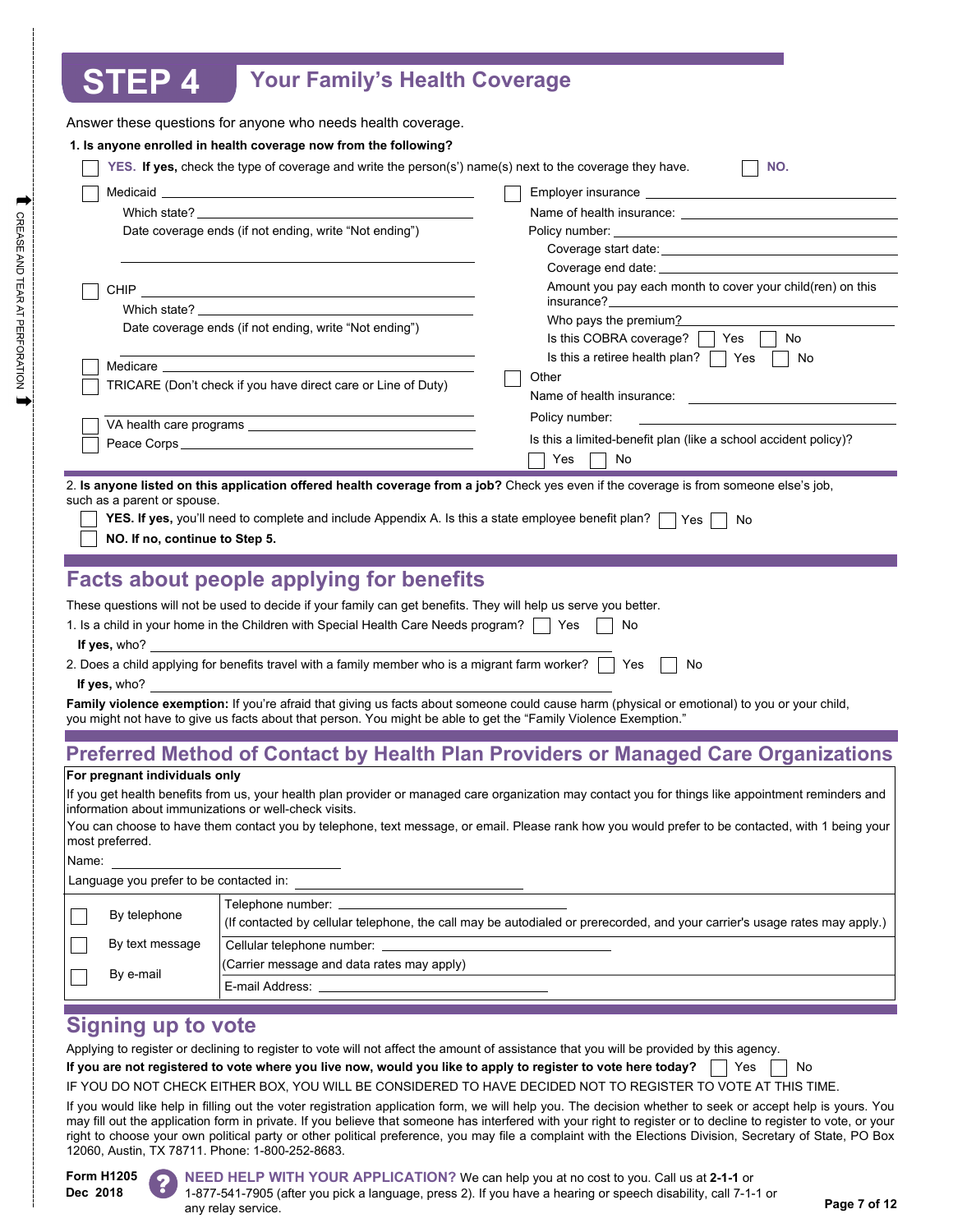# STEP 4 Your Family's Health Coverage

Answer these questions for anyone who needs health coverage.

**1. Is anyone enrolled in health coverage now from the following?**

☐ YES. **If yes,** check the type of coverage and write the person(s') name(s) next to the coverage they have. ☐ NO.

☐ Medicaid ______________________

Which state? ______________________

Date coverage ends (if not ending, write "Not ending")

______________________

☐ CHIP ______________________

Which state? ______________________

Date coverage ends (if not ending, write "Not ending")

______________________

☐ Medicare ______________________

☐ TRICARE (Don't check if you have direct care or Line of Duty)

______________________

☐ VA health care programs ______________________

☐ Peace Corps ______________________

☐ Employer insurance ______________________

Name of health insurance: ______________________

Policy number: ______________________

Coverage start date: ______________________

Coverage end date: ______________________

Amount you pay each month to cover your child(ren) on this insurance? ______________________

Who pays the premium? ______________________

Is this COBRA coverage? ☐ Yes ☐ No

Is this a retiree health plan? ☐ Yes ☐ No

☐ Other

Name of health insurance: ______________________

Policy number: ______________________

Is this a limited-benefit plan (like a school accident policy)?

☐ Yes ☐ No

2. **Is anyone listed on this application offered health coverage from a job?** Check yes even if the coverage is from someone else's job, such as a parent or spouse.

☐ **YES. If yes,** you'll need to complete and include Appendix A. Is this a state employee benefit plan? ☐ Yes ☐ No

☐ **NO. If no, continue to Step 5.**

## Facts about people applying for benefits

These questions will not be used to decide if your family can get benefits. They will help us serve you better.

1. Is a child in your home in the Children with Special Health Care Needs program? ☐ Yes ☐ No

**If yes,** who? ______________________

2. Does a child applying for benefits travel with a family member who is a migrant farm worker? ☐ Yes ☐ No

**If yes,** who? ______________________

**Family violence exemption:** If you're afraid that giving us facts about someone could cause harm (physical or emotional) to you or your child, you might not have to give us facts about that person. You might be able to get the "Family Violence Exemption."

## Preferred Method of Contact by Health Plan Providers or Managed Care Organizations

**For pregnant individuals only**

If you get health benefits from us, your health plan provider or managed care organization may contact you for things like appointment reminders and information about immunizations or well-check visits.

You can choose to have them contact you by telephone, text message, or email. Please rank how you would prefer to be contacted, with 1 being your most preferred.

Name: ______________________

Language you prefer to be contacted in: ______________________

| | | |
|---|---|---|
| ☐ | By telephone | Telephone number: ______________________ (If contacted by cellular telephone, the call may be autodialed or prerecorded, and your carrier's usage rates may apply.) |
| ☐ | By text message | Cellular telephone number: ______________________ (Carrier message and data rates may apply) |
| ☐ | By e-mail | E-mail Address: ______________________ |

## Signing up to vote

Applying to register or declining to register to vote will not affect the amount of assistance that you will be provided by this agency.

**If you are not registered to vote where you live now, would you like to apply to register to vote here today?** ☐ Yes ☐ No

IF YOU DO NOT CHECK EITHER BOX, YOU WILL BE CONSIDERED TO HAVE DECIDED NOT TO REGISTER TO VOTE AT THIS TIME.

If you would like help in filling out the voter registration application form, we will help you. The decision whether to seek or accept help is yours. You may fill out the application form in private. If you believe that someone has interfered with your right to register or to decline to register to vote, or your right to choose your own political party or other political preference, you may file a complaint with the Elections Division, Secretary of State, PO Box 12060, Austin, TX 78711. Phone: 1-800-252-8683.

Form H1205
Dec 2018

**NEED HELP WITH YOUR APPLICATION?** We can help you at no cost to you. Call us at **2-1-1** or 1-877-541-7905 (after you pick a language, press 2). If you have a hearing or speech disability, call 7-1-1 or any relay service.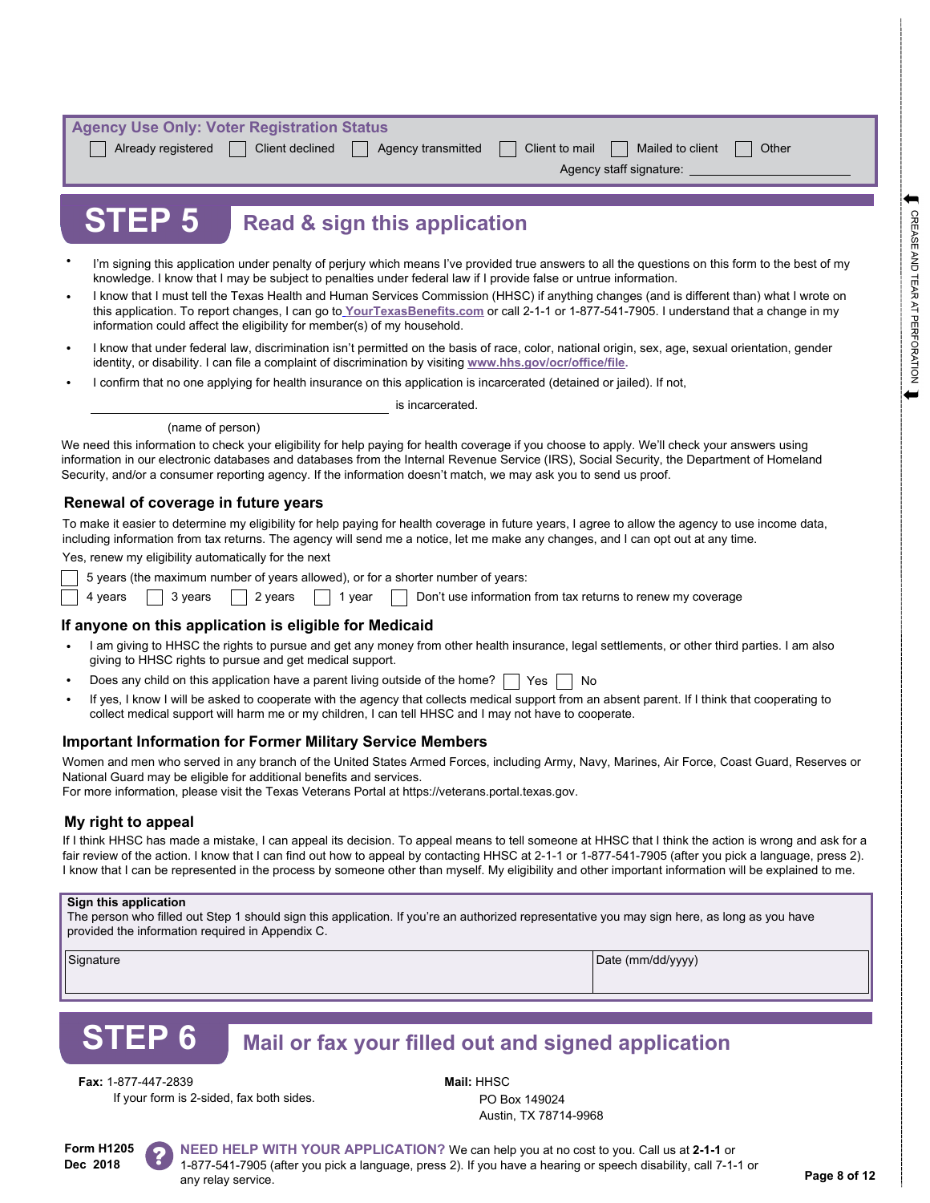**Agency Use Only: Voter Registration Status**

☐ Already registered ☐ Client declined ☐ Agency transmitted ☐ Client to mail ☐ Mailed to client ☐ Other

Agency staff signature: ____________________

## STEP 5 Read & sign this application

- I'm signing this application under penalty of perjury which means I've provided true answers to all the questions on this form to the best of my knowledge. I know that I may be subject to penalties under federal law if I provide false or untrue information.
- I know that I must tell the Texas Health and Human Services Commission (HHSC) if anything changes (and is different than) what I wrote on this application. To report changes, I can go to YourTexasBenefits.com or call 2-1-1 or 1-877-541-7905. I understand that a change in my information could affect the eligibility for member(s) of my household.
- I know that under federal law, discrimination isn't permitted on the basis of race, color, national origin, sex, age, sexual orientation, gender identity, or disability. I can file a complaint of discrimination by visiting **www.hhs.gov/ocr/office/file.**
- I confirm that no one applying for health insurance on this application is incarcerated (detained or jailed). If not,

____________________ is incarcerated.

(name of person)

We need this information to check your eligibility for help paying for health coverage if you choose to apply. We'll check your answers using information in our electronic databases and databases from the Internal Revenue Service (IRS), Social Security, the Department of Homeland Security, and/or a consumer reporting agency. If the information doesn't match, we may ask you to send us proof.

### Renewal of coverage in future years

To make it easier to determine my eligibility for help paying for health coverage in future years, I agree to allow the agency to use income data, including information from tax returns. The agency will send me a notice, let me make any changes, and I can opt out at any time.

Yes, renew my eligibility automatically for the next

☐ 5 years (the maximum number of years allowed), or for a shorter number of years:

☐ 4 years ☐ 3 years ☐ 2 years ☐ 1 year ☐ Don't use information from tax returns to renew my coverage

### If anyone on this application is eligible for Medicaid

- I am giving to HHSC the rights to pursue and get any money from other health insurance, legal settlements, or other third parties. I am also giving to HHSC rights to pursue and get medical support.
- Does any child on this application have a parent living outside of the home? ☐ Yes ☐ No
- If yes, I know I will be asked to cooperate with the agency that collects medical support from an absent parent. If I think that cooperating to collect medical support will harm me or my children, I can tell HHSC and I may not have to cooperate.

### Important Information for Former Military Service Members

Women and men who served in any branch of the United States Armed Forces, including Army, Navy, Marines, Air Force, Coast Guard, Reserves or National Guard may be eligible for additional benefits and services.
For more information, please visit the Texas Veterans Portal at https://veterans.portal.texas.gov.

### My right to appeal

If I think HHSC has made a mistake, I can appeal its decision. To appeal means to tell someone at HHSC that I think the action is wrong and ask for a fair review of the action. I know that I can find out how to appeal by contacting HHSC at 2-1-1 or 1-877-541-7905 (after you pick a language, press 2). I know that I can be represented in the process by someone other than myself. My eligibility and other important information will be explained to me.

**Sign this application**

The person who filled out Step 1 should sign this application. If you're an authorized representative you may sign here, as long as you have provided the information required in Appendix C.

| Signature | Date (mm/dd/yyyy) |
|---|---|
| | |

## STEP 6 Mail or fax your filled out and signed application

**Fax:** 1-877-447-2839
If your form is 2-sided, fax both sides.

**Mail:** HHSC
PO Box 149024
Austin, TX 78714-9968

**Form H1205**
**Dec 2018**

**NEED HELP WITH YOUR APPLICATION?** We can help you at no cost to you. Call us at **2-1-1** or 1-877-541-7905 (after you pick a language, press 2). If you have a hearing or speech disability, call 7-1-1 or any relay service.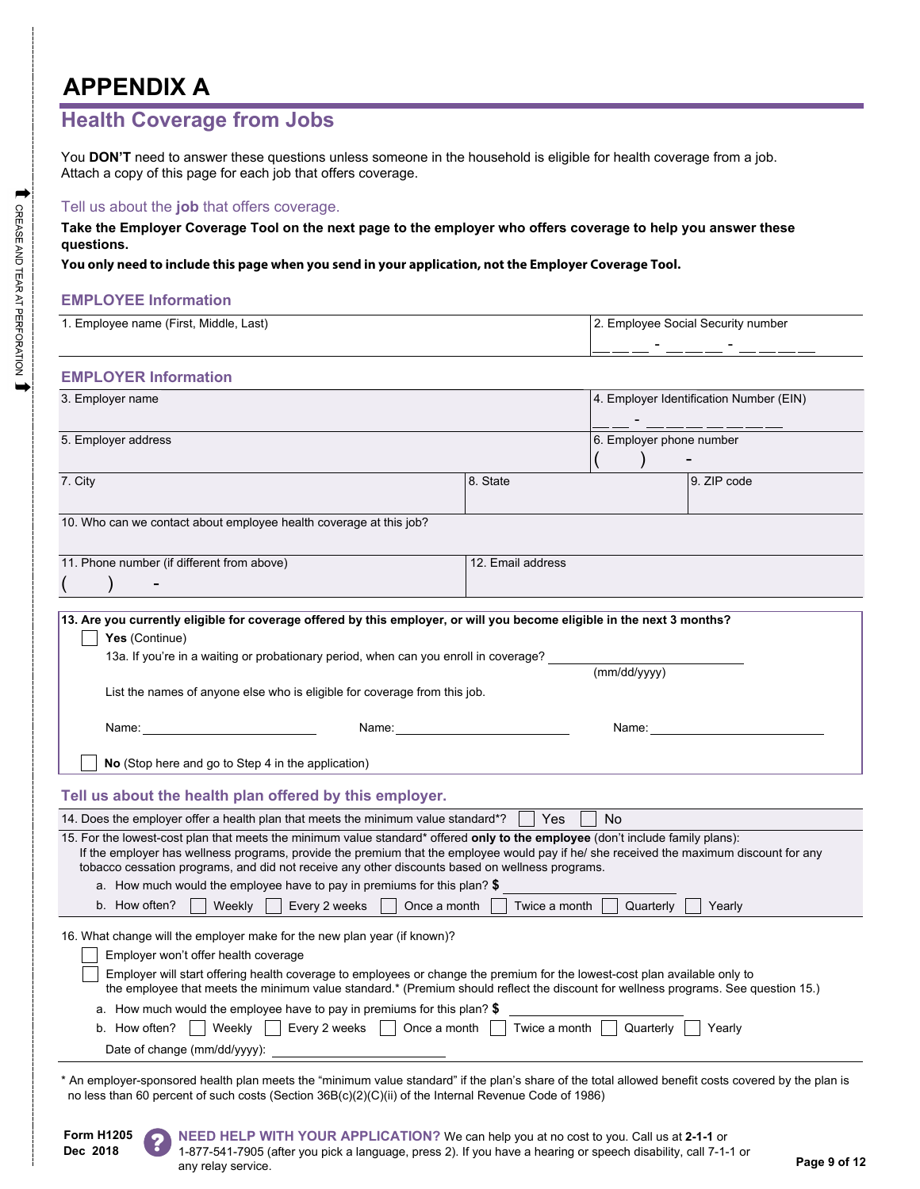# APPENDIX A

## Health Coverage from Jobs

You **DON'T** need to answer these questions unless someone in the household is eligible for health coverage from a job. Attach a copy of this page for each job that offers coverage.

### Tell us about the **job** that offers coverage.

**Take the Employer Coverage Tool on the next page to the employer who offers coverage to help you answer these questions.**

**You only need to include this page when you send in your application, not the Employer Coverage Tool.**

### EMPLOYEE Information

| 1. Employee name (First, Middle, Last) | 2. Employee Social Security number<br>___ ___ ___ - ___ ___ - ___ ___ ___ ___ |
|---|---|

### EMPLOYER Information

| 3. Employer name | | 4. Employer Identification Number (EIN)<br>___ ___ - ___ ___ ___ ___ ___ ___ ___ |
|---|---|---|
| 5. Employer address | | 6. Employer phone number<br>(     )     - |
| 7. City | 8. State | 9. ZIP code |
| 10. Who can we contact about employee health coverage at this job? | | |
| 11. Phone number (if different from above)<br>(     )     - | 12. Email address | |

**13. Are you currently eligible for coverage offered by this employer, or will you become eligible in the next 3 months?**

☐ **Yes** (Continue)

13a. If you're in a waiting or probationary period, when can you enroll in coverage? ______________ (mm/dd/yyyy)

List the names of anyone else who is eligible for coverage from this job.

Name: ______________  Name: ______________  Name: ______________

☐ **No** (Stop here and go to Step 4 in the application)

### Tell us about the health plan offered by this employer.

14. Does the employer offer a health plan that meets the minimum value standard*? ☐ Yes ☐ No

15. For the lowest-cost plan that meets the minimum value standard* offered **only to the employee** (don't include family plans): If the employer has wellness programs, provide the premium that the employee would pay if he/ she received the maximum discount for any tobacco cessation programs, and did not receive any other discounts based on wellness programs.

a. How much would the employee have to pay in premiums for this plan? **$** ______________

b. How often? ☐ Weekly ☐ Every 2 weeks ☐ Once a month ☐ Twice a month ☐ Quarterly ☐ Yearly

16. What change will the employer make for the new plan year (if known)?

☐ Employer won't offer health coverage

☐ Employer will start offering health coverage to employees or change the premium for the lowest-cost plan available only to the employee that meets the minimum value standard.* (Premium should reflect the discount for wellness programs. See question 15.)

a. How much would the employee have to pay in premiums for this plan? **$** ______________

b. How often? ☐ Weekly ☐ Every 2 weeks ☐ Once a month ☐ Twice a month ☐ Quarterly ☐ Yearly

Date of change (mm/dd/yyyy): ______________

* An employer-sponsored health plan meets the "minimum value standard" if the plan's share of the total allowed benefit costs covered by the plan is no less than 60 percent of such costs (Section 36B(c)(2)(C)(ii) of the Internal Revenue Code of 1986)

Form H1205
Dec 2018

**NEED HELP WITH YOUR APPLICATION?** We can help you at no cost to you. Call us at **2-1-1** or 1-877-541-7905 (after you pick a language, press 2). If you have a hearing or speech disability, call 7-1-1 or any relay service.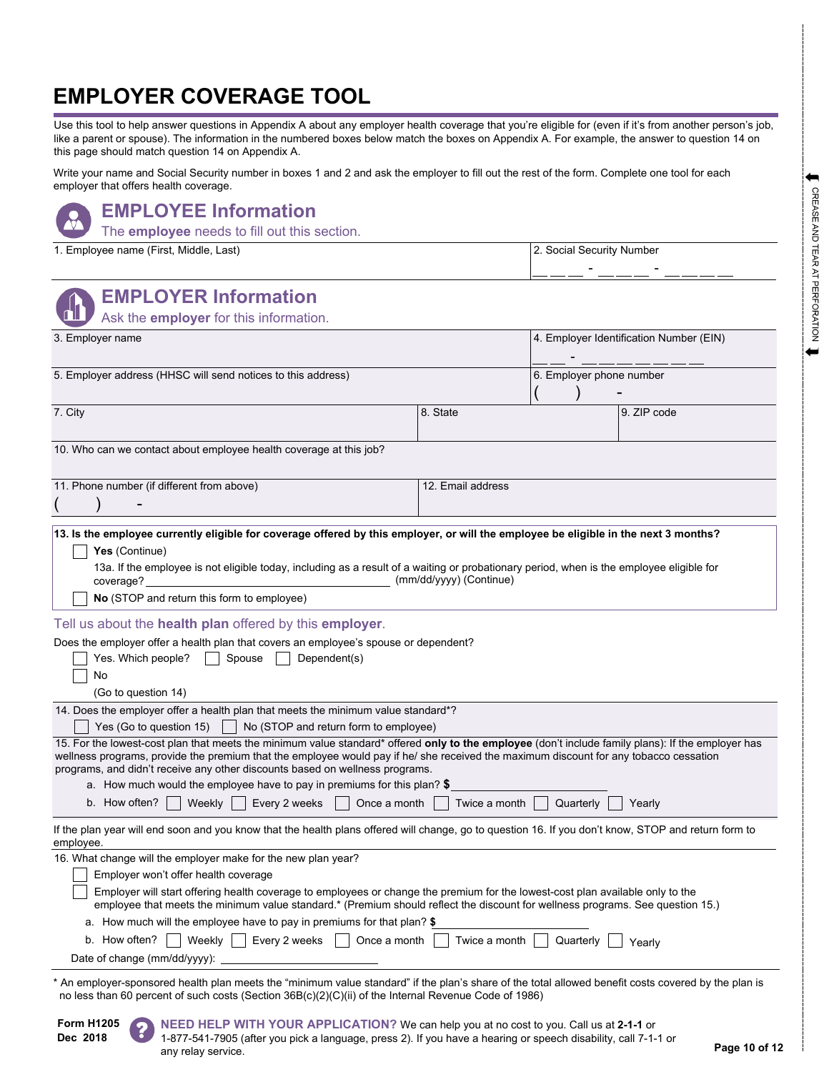# EMPLOYER COVERAGE TOOL

Use this tool to help answer questions in Appendix A about any employer health coverage that you're eligible for (even if it's from another person's job, like a parent or spouse). The information in the numbered boxes below match the boxes on Appendix A. For example, the answer to question 14 on this page should match question 14 on Appendix A.

Write your name and Social Security number in boxes 1 and 2 and ask the employer to fill out the rest of the form. Complete one tool for each employer that offers health coverage.

## EMPLOYEE Information

The **employee** needs to fill out this section.

| 1. Employee name (First, Middle, Last) | 2. Social Security Number |
|---|---|
| | \_\_ \_\_ \_\_ - \_\_ \_\_ \_\_ - \_\_ \_\_ \_\_ \_\_ |

## EMPLOYER Information

Ask the **employer** for this information.

| 3. Employer name | 4. Employer Identification Number (EIN) |
|---|---|
| | \_\_ \_\_ - \_\_ \_\_ \_\_ \_\_ \_\_ \_\_ \_\_ |
| 5. Employer address (HHSC will send notices to this address) | 6. Employer phone number ( ) - |

| 7. City | 8. State | 9. ZIP code |
|---|---|---|
| | | |

10. Who can we contact about employee health coverage at this job?

| 11. Phone number (if different from above) | 12. Email address |
|---|---|
| ( ) - | |

**13. Is the employee currently eligible for coverage offered by this employer, or will the employee be eligible in the next 3 months?**

- ☐ **Yes** (Continue)

  13a. If the employee is not eligible today, including as a result of a waiting or probationary period, when is the employee eligible for coverage? \_\_\_\_\_\_\_\_\_\_\_\_\_\_\_\_\_\_\_\_ (mm/dd/yyyy) (Continue)
- ☐ **No** (STOP and return this form to employee)

### Tell us about the **health plan** offered by this **employer**.

Does the employer offer a health plan that covers an employee's spouse or dependent?

- ☐ Yes. Which people? ☐ Spouse ☐ Dependent(s)
- ☐ No

(Go to question 14)

14. Does the employer offer a health plan that meets the minimum value standard*?

☐ Yes (Go to question 15) ☐ No (STOP and return form to employee)

15. For the lowest-cost plan that meets the minimum value standard* offered **only to the employee** (don't include family plans): If the employer has wellness programs, provide the premium that the employee would pay if he/ she received the maximum discount for any tobacco cessation programs, and didn't receive any other discounts based on wellness programs.

a. How much would the employee have to pay in premiums for this plan? **$** \_\_\_\_\_\_\_\_\_\_\_\_\_\_\_\_

b. How often? ☐ Weekly ☐ Every 2 weeks ☐ Once a month ☐ Twice a month ☐ Quarterly ☐ Yearly

If the plan year will end soon and you know that the health plans offered will change, go to question 16. If you don't know, STOP and return form to employee.

16. What change will the employer make for the new plan year?

- ☐ Employer won't offer health coverage
- ☐ Employer will start offering health coverage to employees or change the premium for the lowest-cost plan available only to the employee that meets the minimum value standard.* (Premium should reflect the discount for wellness programs. See question 15.)

a. How much will the employee have to pay in premiums for that plan? **$** \_\_\_\_\_\_\_\_\_\_\_\_\_\_\_\_

b. How often? ☐ Weekly ☐ Every 2 weeks ☐ Once a month ☐ Twice a month ☐ Quarterly ☐ Yearly

Date of change (mm/dd/yyyy): \_\_\_\_\_\_\_\_\_\_\_\_\_\_\_\_\_\_\_\_

* An employer-sponsored health plan meets the "minimum value standard" if the plan's share of the total allowed benefit costs covered by the plan is no less than 60 percent of such costs (Section 36B(c)(2)(C)(ii) of the Internal Revenue Code of 1986)

**Form H1205**
**Dec 2018**

**NEED HELP WITH YOUR APPLICATION?** We can help you at no cost to you. Call us at **2-1-1** or 1-877-541-7905 (after you pick a language, press 2). If you have a hearing or speech disability, call 7-1-1 or any relay service.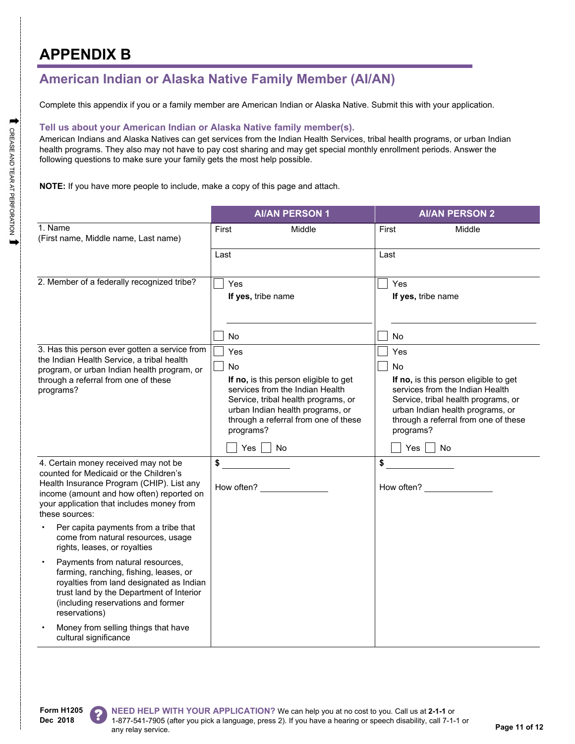# APPENDIX B

## American Indian or Alaska Native Family Member (AI/AN)

Complete this appendix if you or a family member are American Indian or Alaska Native. Submit this with your application.

### Tell us about your American Indian or Alaska Native family member(s).

American Indians and Alaska Natives can get services from the Indian Health Services, tribal health programs, or urban Indian health programs. They also may not have to pay cost sharing and may get special monthly enrollment periods. Answer the following questions to make sure your family gets the most help possible.

**NOTE:** If you have more people to include, make a copy of this page and attach.

| | AI/AN PERSON 1 | AI/AN PERSON 2 |
|---|---|---|
| 1. Name (First name, Middle name, Last name) | First Middle<br>Last | First Middle<br>Last |
| 2. Member of a federally recognized tribe? | ☐ Yes<br>**If yes,** tribe name ____________<br>☐ No | ☐ Yes<br>**If yes,** tribe name ____________<br>☐ No |
| 3. Has this person ever gotten a service from the Indian Health Service, a tribal health program, or urban Indian health program, or through a referral from one of these programs? | ☐ Yes<br>☐ No<br>**If no,** is this person eligible to get services from the Indian Health Service, tribal health programs, or urban Indian health programs, or through a referral from one of these programs?<br>☐ Yes ☐ No | ☐ Yes<br>☐ No<br>**If no,** is this person eligible to get services from the Indian Health Service, tribal health programs, or urban Indian health programs, or through a referral from one of these programs?<br>☐ Yes ☐ No |
| 4. Certain money received may not be counted for Medicaid or the Children's Health Insurance Program (CHIP). List any income (amount and how often) reported on your application that includes money from these sources:<br>• Per capita payments from a tribe that come from natural resources, usage rights, leases, or royalties<br>• Payments from natural resources, farming, ranching, fishing, leases, or royalties from land designated as Indian trust land by the Department of Interior (including reservations and former reservations)<br>• Money from selling things that have cultural significance | $ ____________<br>How often? ____________ | $ ____________<br>How often? ____________ |

Form H1205
Dec 2018

**NEED HELP WITH YOUR APPLICATION?** We can help you at no cost to you. Call us at **2-1-1** or 1-877-541-7905 (after you pick a language, press 2). If you have a hearing or speech disability, call 7-1-1 or any relay service.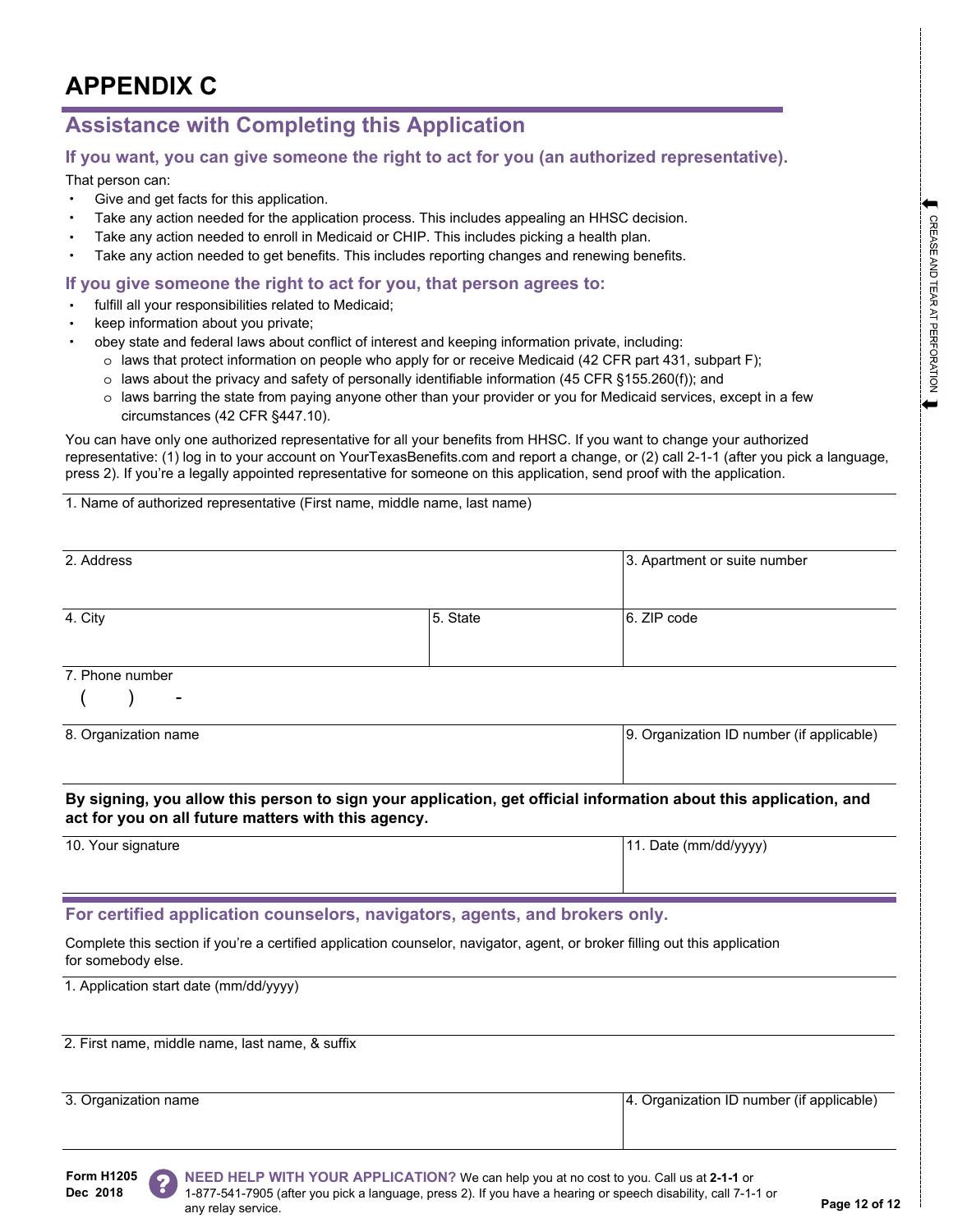# APPENDIX C

## Assistance with Completing this Application

### If you want, you can give someone the right to act for you (an authorized representative).

That person can:

- Give and get facts for this application.
- Take any action needed for the application process. This includes appealing an HHSC decision.
- Take any action needed to enroll in Medicaid or CHIP. This includes picking a health plan.
- Take any action needed to get benefits. This includes reporting changes and renewing benefits.

### If you give someone the right to act for you, that person agrees to:

- fulfill all your responsibilities related to Medicaid;
- keep information about you private;
- obey state and federal laws about conflict of interest and keeping information private, including:
  - laws that protect information on people who apply for or receive Medicaid (42 CFR part 431, subpart F);
  - laws about the privacy and safety of personally identifiable information (45 CFR §155.260(f)); and
  - laws barring the state from paying anyone other than your provider or you for Medicaid services, except in a few circumstances (42 CFR §447.10).

You can have only one authorized representative for all your benefits from HHSC. If you want to change your authorized representative: (1) log in to your account on YourTexasBenefits.com and report a change, or (2) call 2-1-1 (after you pick a language, press 2). If you're a legally appointed representative for someone on this application, send proof with the application.

| | | |
|---|---|---|
| 1. Name of authorized representative (First name, middle name, last name) | | |
| 2. Address | | 3. Apartment or suite number |
| 4. City | 5. State | 6. ZIP code |
| 7. Phone number ( ) - | | |
| 8. Organization name | | 9. Organization ID number (if applicable) |

**By signing, you allow this person to sign your application, get official information about this application, and act for you on all future matters with this agency.**

| | |
|---|---|
| 10. Your signature | 11. Date (mm/dd/yyyy) |

### For certified application counselors, navigators, agents, and brokers only.

Complete this section if you're a certified application counselor, navigator, agent, or broker filling out this application for somebody else.

| | |
|---|---|
| 1. Application start date (mm/dd/yyyy) | |
| 2. First name, middle name, last name, & suffix | |
| 3. Organization name | 4. Organization ID number (if applicable) |

Form H1205
Dec 2018

**NEED HELP WITH YOUR APPLICATION?** We can help you at no cost to you. Call us at **2-1-1** or 1-877-541-7905 (after you pick a language, press 2). If you have a hearing or speech disability, call 7-1-1 or any relay service.

CREASE AND TEAR AT PERFORATION